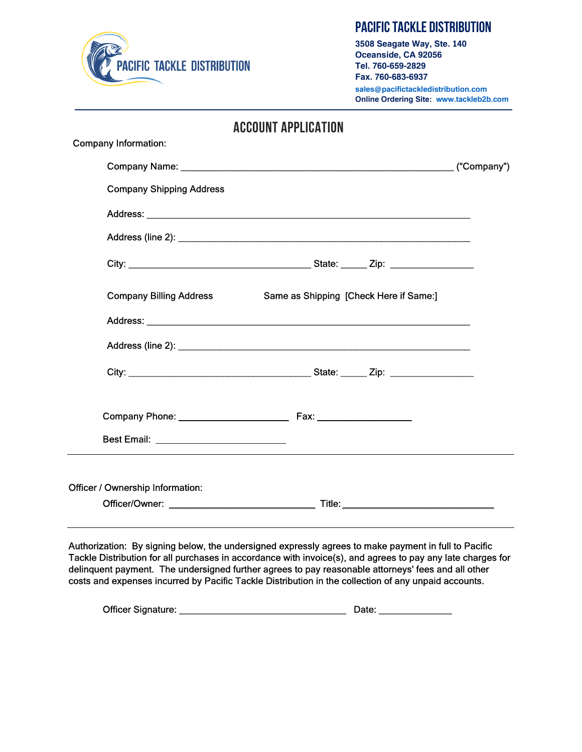# PACIFIC TACKLE DISTRIBUTION

**PACIFIC TACKLE DISTRIBUTION**

**3508 Seagate Way, Ste. 140**
**Oceanside, CA 92056**
**Tel. 760-659-2829**
**Fax. 760-683-6937**
**sales@pacifictackledistribution.com**
**Online Ordering Site: www.tackleb2b.com**

---

## ACCOUNT APPLICATION

Company Information:

Company Name: ______________________________________________ ("Company")

Company Shipping Address

Address: ______________________________________________________

Address (line 2): ________________________________________________

City: ________________________________ State: _____ Zip: _______________

Company Billing Address Same as Shipping [Check Here if Same:]

Address: ______________________________________________________

Address (line 2): ________________________________________________

City: ________________________________ State: _____ Zip: _______________

Company Phone: ____________________ Fax: __________________

Best Email: _______________________

---

Officer / Ownership Information:

Officer/Owner: ___________________________ Title: ____________________________

---

Authorization: By signing below, the undersigned expressly agrees to make payment in full to Pacific Tackle Distribution for all purchases in accordance with invoice(s), and agrees to pay any late charges for delinquent payment. The undersigned further agrees to pay reasonable attorneys' fees and all other costs and expenses incurred by Pacific Tackle Distribution in the collection of any unpaid accounts.

Officer Signature: ______________________________ Date: _____________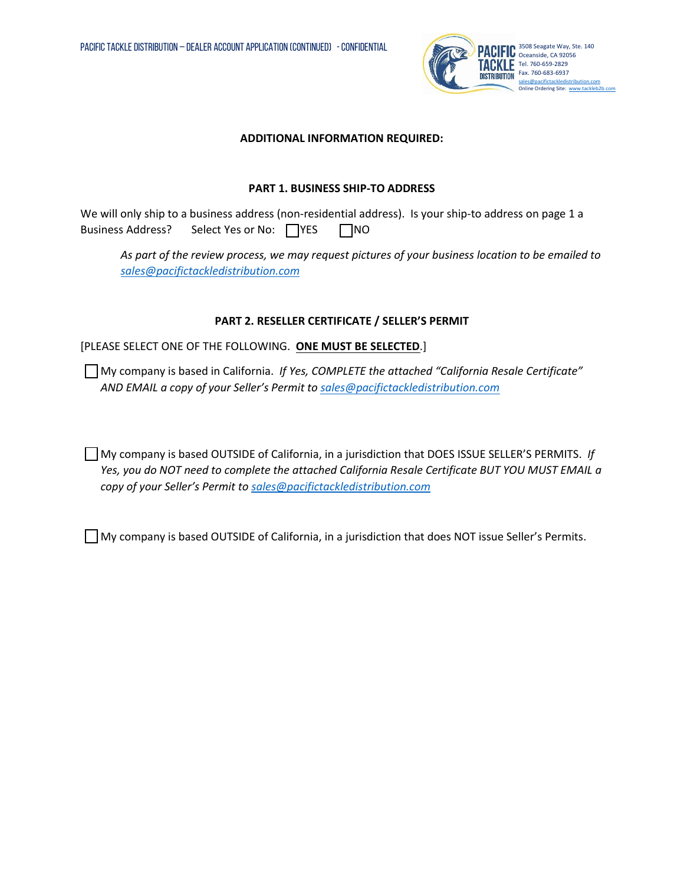## ADDITIONAL INFORMATION REQUIRED:

### PART 1. BUSINESS SHIP-TO ADDRESS

We will only ship to a business address (non-residential address). Is your ship-to address on page 1 a Business Address? Select Yes or No: ☐ YES ☐ NO

*As part of the review process, we may request pictures of your business location to be emailed to sales@pacifictackledistribution.com*

### PART 2. RESELLER CERTIFICATE / SELLER'S PERMIT

[PLEASE SELECT ONE OF THE FOLLOWING. **ONE MUST BE SELECTED**.]

☐ My company is based in California. *If Yes, COMPLETE the attached "California Resale Certificate" AND EMAIL a copy of your Seller's Permit to sales@pacifictackledistribution.com*

☐ My company is based OUTSIDE of California, in a jurisdiction that DOES ISSUE SELLER'S PERMITS. *If Yes, you do NOT need to complete the attached California Resale Certificate BUT YOU MUST EMAIL a copy of your Seller's Permit to sales@pacifictackledistribution.com*

☐ My company is based OUTSIDE of California, in a jurisdiction that does NOT issue Seller's Permits.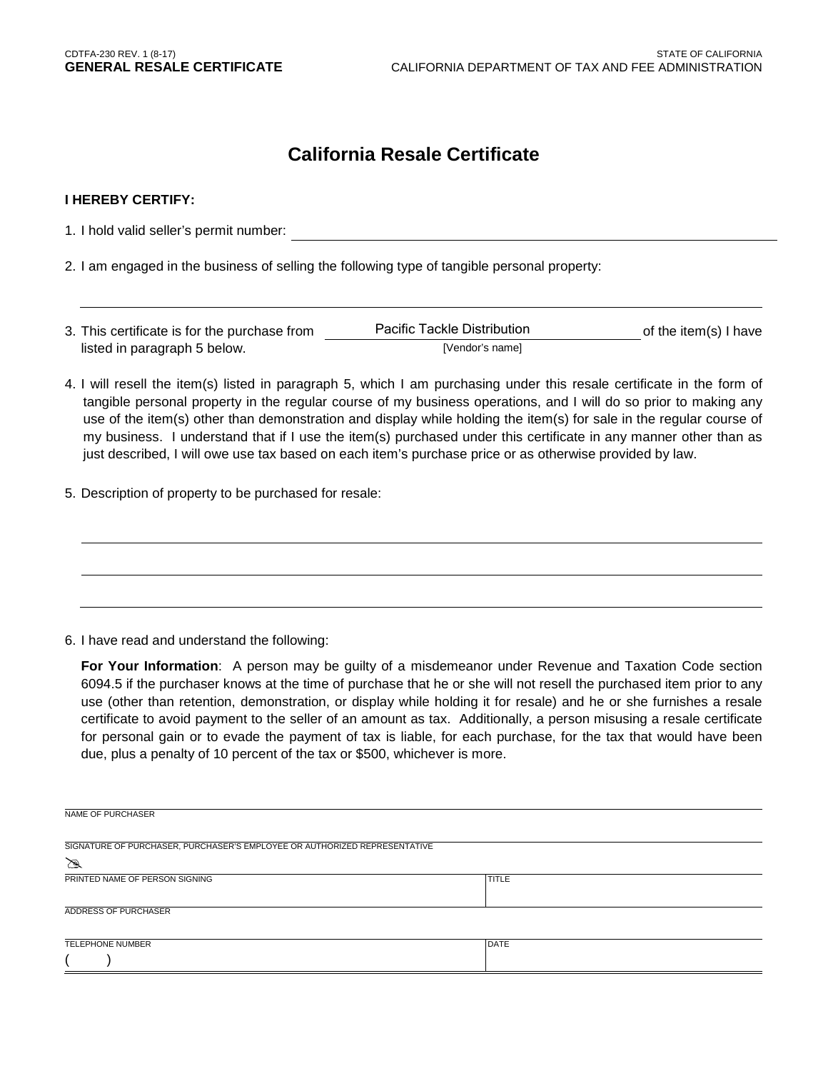CDTFA-230 REV. 1 (8-17)
**GENERAL RESALE CERTIFICATE**

STATE OF CALIFORNIA
CALIFORNIA DEPARTMENT OF TAX AND FEE ADMINISTRATION

# California Resale Certificate

**I HEREBY CERTIFY:**

1. I hold valid seller's permit number: ______________________________

2. I am engaged in the business of selling the following type of tangible personal property:

______________________________

3. This certificate is for the purchase from Pacific Tackle Distribution [Vendor's name] of the item(s) I have listed in paragraph 5 below.

4. I will resell the item(s) listed in paragraph 5, which I am purchasing under this resale certificate in the form of tangible personal property in the regular course of my business operations, and I will do so prior to making any use of the item(s) other than demonstration and display while holding the item(s) for sale in the regular course of my business. I understand that if I use the item(s) purchased under this certificate in any manner other than as just described, I will owe use tax based on each item's purchase price or as otherwise provided by law.

5. Description of property to be purchased for resale:

______________________________

______________________________

______________________________

6. I have read and understand the following:

   **For Your Information**: A person may be guilty of a misdemeanor under Revenue and Taxation Code section 6094.5 if the purchaser knows at the time of purchase that he or she will not resell the purchased item prior to any use (other than retention, demonstration, or display while holding it for resale) and he or she furnishes a resale certificate to avoid payment to the seller of an amount as tax. Additionally, a person misusing a resale certificate for personal gain or to evade the payment of tax is liable, for each purchase, for the tax that would have been due, plus a penalty of 10 percent of the tax or $500, whichever is more.

NAME OF PURCHASER

SIGNATURE OF PURCHASER, PURCHASER'S EMPLOYEE OR AUTHORIZED REPRESENTATIVE

| PRINTED NAME OF PERSON SIGNING | TITLE |
|---|---|
| | |

ADDRESS OF PURCHASER

| TELEPHONE NUMBER | DATE |
|---|---|
| ( ) | |